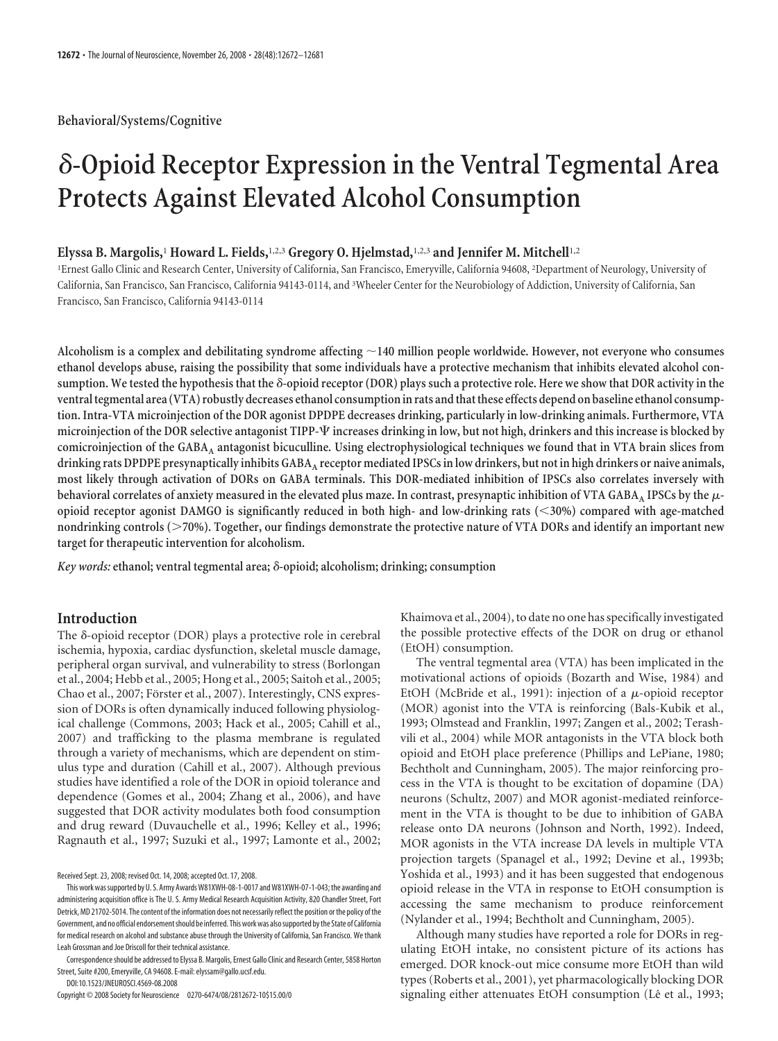Behavioral/Systems/Cognitive

# δ-Opioid Receptor Expression in the Ventral Tegmental Area Protects Against Elevated Alcohol Consumption

**Elyssa B. Margolis,[1] Howard L. Fields,[1,2,3] Gregory O. Hjelmstad,[1,2,3] and Jennifer M. Mitchell[1,2]**

[1]Ernest Gallo Clinic and Research Center, University of California, San Francisco, Emeryville, California 94608, [2]Department of Neurology, University of California, San Francisco, San Francisco, California 94143-0114, and [3]Wheeler Center for the Neurobiology of Addiction, University of California, San Francisco, San Francisco, California 94143-0114

**Alcoholism is a complex and debilitating syndrome affecting ~140 million people worldwide. However, not everyone who consumes ethanol develops abuse, raising the possibility that some individuals have a protective mechanism that inhibits elevated alcohol consumption. We tested the hypothesis that the δ-opioid receptor (DOR) plays such a protective role. Here we show that DOR activity in the ventral tegmental area (VTA) robustly decreases ethanol consumption in rats and that these effects depend on baseline ethanol consumption. Intra-VTA microinjection of the DOR agonist DPDPE decreases drinking, particularly in low-drinking animals. Furthermore, VTA microinjection of the DOR selective antagonist TIPP-Ψ increases drinking in low, but not high, drinkers and this increase is blocked by comicroinjection of the $GABA_A$ antagonist bicuculline. Using electrophysiological techniques we found that in VTA brain slices from drinking rats DPDPE presynaptically inhibits $GABA_A$ receptor mediated IPSCs in low drinkers, but not in high drinkers or naive animals, most likely through activation of DORs on GABA terminals. This DOR-mediated inhibition of IPSCs also correlates inversely with behavioral correlates of anxiety measured in the elevated plus maze. In contrast, presynaptic inhibition of VTA $GABA_A$ IPSCs by the μ-opioid receptor agonist DAMGO is significantly reduced in both high- and low-drinking rats (<30%) compared with age-matched nondrinking controls (>70%). Together, our findings demonstrate the protective nature of VTA DORs and identify an important new target for therapeutic intervention for alcoholism.**

*Key words:* ethanol; ventral tegmental area; δ-opioid; alcoholism; drinking; consumption

## Introduction

The δ-opioid receptor (DOR) plays a protective role in cerebral ischemia, hypoxia, cardiac dysfunction, skeletal muscle damage, peripheral organ survival, and vulnerability to stress (Borlongan et al., 2004; Hebb et al., 2005; Hong et al., 2005; Saitoh et al., 2005; Chao et al., 2007; Förster et al., 2007). Interestingly, CNS expression of DORs is often dynamically induced following physiological challenge (Commons, 2003; Hack et al., 2005; Cahill et al., 2007) and trafficking to the plasma membrane is regulated through a variety of mechanisms, which are dependent on stimulus type and duration (Cahill et al., 2007). Although previous studies have identified a role of the DOR in opioid tolerance and dependence (Gomes et al., 2004; Zhang et al., 2006), and have suggested that DOR activity modulates both food consumption and drug reward (Duvauchelle et al., 1996; Kelley et al., 1996; Ragnauth et al., 1997; Suzuki et al., 1997; Lamonte et al., 2002; Khaimova et al., 2004), to date no one has specifically investigated the possible protective effects of the DOR on drug or ethanol (EtOH) consumption.

The ventral tegmental area (VTA) has been implicated in the motivational actions of opioids (Bozarth and Wise, 1984) and EtOH (McBride et al., 1991): injection of a μ-opioid receptor (MOR) agonist into the VTA is reinforcing (Bals-Kubik et al., 1993; Olmstead and Franklin, 1997; Zangen et al., 2002; Terashvili et al., 2004) while MOR antagonists in the VTA block both opioid and EtOH place preference (Phillips and LePiane, 1980; Bechtholt and Cunningham, 2005). The major reinforcing process in the VTA is thought to be excitation of dopamine (DA) neurons (Schultz, 2007) and MOR agonist-mediated reinforcement in the VTA is thought to be due to inhibition of GABA release onto DA neurons (Johnson and North, 1992). Indeed, MOR agonists in the VTA increase DA levels in multiple VTA projection targets (Spanagel et al., 1992; Devine et al., 1993b; Yoshida et al., 1993) and it has been suggested that endogenous opioid release in the VTA in response to EtOH consumption is accessing the same mechanism to produce reinforcement (Nylander et al., 1994; Bechtholt and Cunningham, 2005).

Although many studies have reported a role for DORs in regulating EtOH intake, no consistent picture of its actions has emerged. DOR knock-out mice consume more EtOH than wild types (Roberts et al., 2001), yet pharmacologically blocking DOR signaling either attenuates EtOH consumption (Lê et al., 1993;

Received Sept. 23, 2008; revised Oct. 14, 2008; accepted Oct. 17, 2008.

This work was supported by U. S. Army Awards W81XWH-08-1-0017 and W81XWH-07-1-043; the awarding and administering acquisition office is The U. S. Army Medical Research Acquisition Activity, 820 Chandler Street, Fort Detrick, MD 21702-5014. The content of the information does not necessarily reflect the position or the policy of the Government, and no official endorsement should be inferred. This work was also supported by the State of California for medical research on alcohol and substance abuse through the University of California, San Francisco. We thank Leah Grossman and Joe Driscoll for their technical assistance.

Correspondence should be addressed to Elyssa B. Margolis, Ernest Gallo Clinic and Research Center, 5858 Horton Street, Suite #200, Emeryville, CA 94608. E-mail: elyssam@gallo.ucsf.edu.

DOI:10.1523/JNEUROSCI.4569-08.2008

Copyright © 2008 Society for Neuroscience 0270-6474/08/2812672-10$15.00/0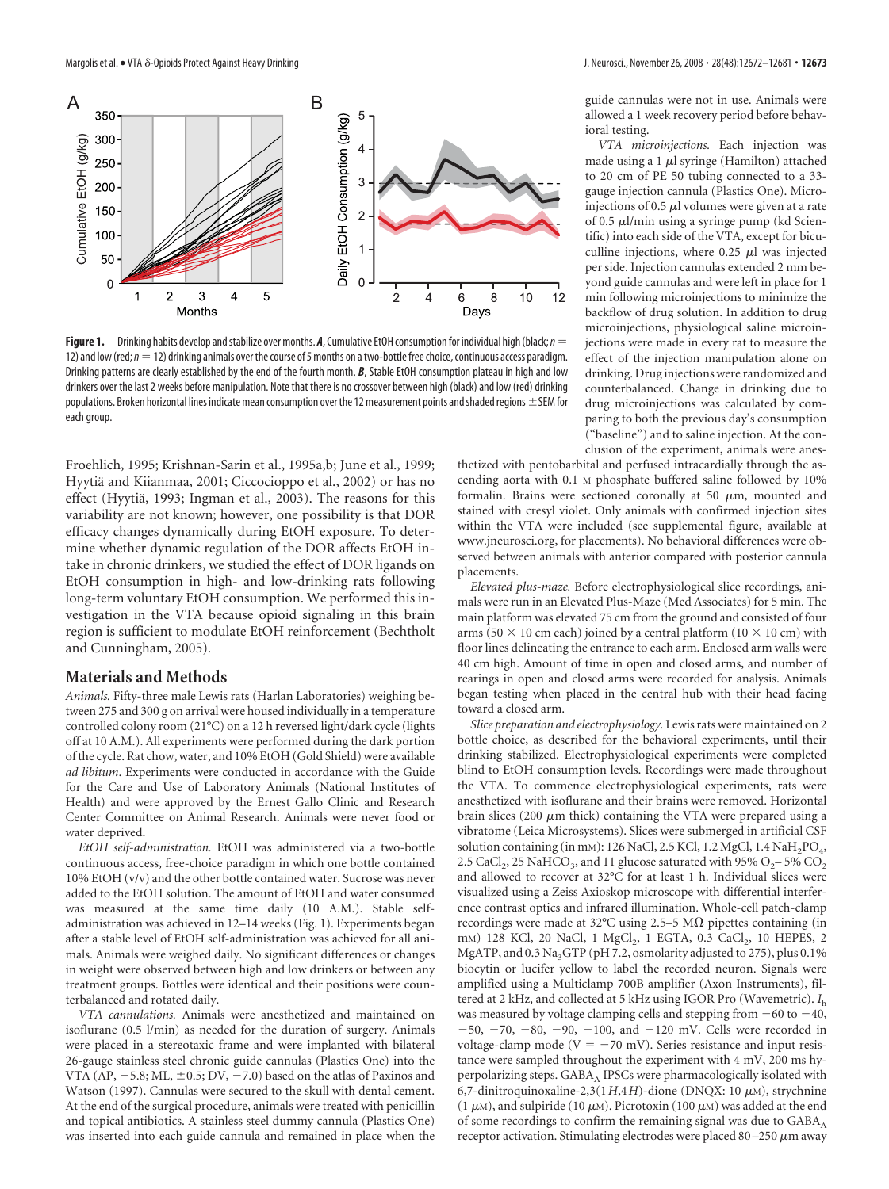Figure 1. Drinking habits develop and stabilize over months. ***A***, Cumulative EtOH consumption for individual high (black; $n = 12$) and low (red; $n = 12$) drinking animals over the course of 5 months on a two-bottle free choice, continuous access paradigm. Drinking patterns are clearly established by the end of the fourth month. ***B***, Stable EtOH consumption plateau in high and low drinkers over the last 2 weeks before manipulation. Note that there is no crossover between high (black) and low (red) drinking populations. Broken horizontal lines indicate mean consumption over the 12 measurement points and shaded regions ± SEM for each group.

Froehlich, 1995; Krishnan-Sarin et al., 1995a,b; June et al., 1999; Hyytiä and Kiianmaa, 2001; Ciccocioppo et al., 2002) or has no effect (Hyytiä, 1993; Ingman et al., 2003). The reasons for this variability are not known; however, one possibility is that DOR efficacy changes dynamically during EtOH exposure. To determine whether dynamic regulation of the DOR affects EtOH intake in chronic drinkers, we studied the effect of DOR ligands on EtOH consumption in high- and low-drinking rats following long-term voluntary EtOH consumption. We performed this investigation in the VTA because opioid signaling in this brain region is sufficient to modulate EtOH reinforcement (Bechtholt and Cunningham, 2005).

## Materials and Methods

*Animals.* Fifty-three male Lewis rats (Harlan Laboratories) weighing between 275 and 300 g on arrival were housed individually in a temperature controlled colony room (21°C) on a 12 h reversed light/dark cycle (lights off at 10 A.M.). All experiments were performed during the dark portion of the cycle. Rat chow, water, and 10% EtOH (Gold Shield) were available *ad libitum*. Experiments were conducted in accordance with the Guide for the Care and Use of Laboratory Animals (National Institutes of Health) and were approved by the Ernest Gallo Clinic and Research Center Committee on Animal Research. Animals were never food or water deprived.

*EtOH self-administration.* EtOH was administered via a two-bottle continuous access, free-choice paradigm in which one bottle contained 10% EtOH (v/v) and the other bottle contained water. Sucrose was never added to the EtOH solution. The amount of EtOH and water consumed was measured at the same time daily (10 A.M.). Stable self-administration was achieved in 12–14 weeks (Fig. 1). Experiments began after a stable level of EtOH self-administration was achieved for all animals. Animals were weighed daily. No significant differences or changes in weight were observed between high and low drinkers or between any treatment groups. Bottles were identical and their positions were counterbalanced and rotated daily.

*VTA cannulations.* Animals were anesthetized and maintained on isoflurane (0.5 l/min) as needed for the duration of surgery. Animals were placed in a stereotaxic frame and were implanted with bilateral 26-gauge stainless steel chronic guide cannulas (Plastics One) into the VTA (AP, −5.8; ML, ±0.5; DV, −7.0) based on the atlas of Paxinos and Watson (1997). Cannulas were secured to the skull with dental cement. At the end of the surgical procedure, animals were treated with penicillin and topical antibiotics. A stainless steel dummy cannula (Plastics One) was inserted into each guide cannula and remained in place when the guide cannulas were not in use. Animals were allowed a 1 week recovery period before behavioral testing.

*VTA microinjections.* Each injection was made using a 1 μl syringe (Hamilton) attached to 20 cm of PE 50 tubing connected to a 33-gauge injection cannula (Plastics One). Microinjections of 0.5 μl volumes were given at a rate of 0.5 μl/min using a syringe pump (kd Scientific) into each side of the VTA, except for bicuculline injections, where 0.25 μl was injected per side. Injection cannulas extended 2 mm beyond guide cannulas and were left in place for 1 min following microinjections to minimize the backflow of drug solution. In addition to drug microinjections, physiological saline microinjections were made in every rat to measure the effect of the injection manipulation alone on drinking. Drug injections were randomized and counterbalanced. Change in drinking due to drug microinjections was calculated by comparing to both the previous day's consumption ("baseline") and to saline injection. At the conclusion of the experiment, animals were anesthetized with pentobarbital and perfused intracardially through the ascending aorta with 0.1 M phosphate buffered saline followed by 10% formalin. Brains were sectioned coronally at 50 μm, mounted and stained with cresyl violet. Only animals with confirmed injection sites within the VTA were included (see supplemental figure, available at www.jneurosci.org, for placements). No behavioral differences were observed between animals with anterior compared with posterior cannula placements.

*Elevated plus-maze.* Before electrophysiological slice recordings, animals were run in an Elevated Plus-Maze (Med Associates) for 5 min. The main platform was elevated 75 cm from the ground and consisted of four arms (50 × 10 cm each) joined by a central platform (10 × 10 cm) with floor lines delineating the entrance to each arm. Enclosed arm walls were 40 cm high. Amount of time in open and closed arms, and number of rearings in open and closed arms were recorded for analysis. Animals began testing when placed in the central hub with their head facing toward a closed arm.

*Slice preparation and electrophysiology.* Lewis rats were maintained on 2 bottle choice, as described for the behavioral experiments, until their drinking stabilized. Electrophysiological experiments were completed blind to EtOH consumption levels. Recordings were made throughout the VTA. To commence electrophysiological experiments, rats were anesthetized with isoflurane and their brains were removed. Horizontal brain slices (200 μm thick) containing the VTA were prepared using a vibratome (Leica Microsystems). Slices were submerged in artificial CSF solution containing (in mM): 126 NaCl, 2.5 KCl, 1.2 MgCl, 1.4 $NaH_2PO_4$, 2.5 $CaCl_2$, 25 $NaHCO_3$, and 11 glucose saturated with 95% $O_2$– 5% $CO_2$ and allowed to recover at 32°C for at least 1 h. Individual slices were visualized using a Zeiss Axioskop microscope with differential interference contrast optics and infrared illumination. Whole-cell patch-clamp recordings were made at 32°C using 2.5–5 MΩ pipettes containing (in mM) 128 KCl, 20 NaCl, 1 $MgCl_2$, 1 EGTA, 0.3 $CaCl_2$, 10 HEPES, 2 MgATP, and 0.3 $Na_3GTP$ (pH 7.2, osmolarity adjusted to 275), plus 0.1% biocytin or lucifer yellow to label the recorded neuron. Signals were amplified using a Multiclamp 700B amplifier (Axon Instruments), filtered at 2 kHz, and collected at 5 kHz using IGOR Pro (Wavemetric). $I_h$ was measured by voltage clamping cells and stepping from −60 to −40, −50, −70, −80, −90, −100, and −120 mV. Cells were recorded in voltage-clamp mode (V = −70 mV). Series resistance and input resistance were sampled throughout the experiment with 4 mV, 200 ms hyperpolarizing steps. $GABA_A$ IPSCs were pharmacologically isolated with 6,7-dinitroquinoxaline-2,3(1*H*,4*H*)-dione (DNQX: 10 μM), strychnine (1 μM), and sulpiride (10 μM). Picrotoxin (100 μM) was added at the end of some recordings to confirm the remaining signal was due to $GABA_A$ receptor activation. Stimulating electrodes were placed 80–250 μm away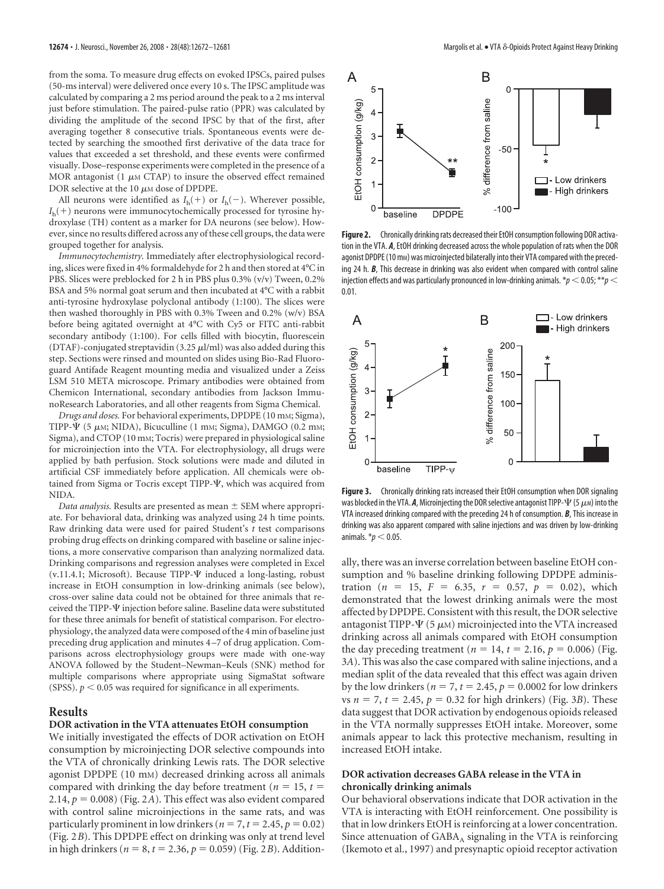from the soma. To measure drug effects on evoked IPSCs, paired pulses (50-ms interval) were delivered once every 10 s. The IPSC amplitude was calculated by comparing a 2 ms period around the peak to a 2 ms interval just before stimulation. The paired-pulse ratio (PPR) was calculated by dividing the amplitude of the second IPSC by that of the first, after averaging together 8 consecutive trials. Spontaneous events were detected by searching the smoothed first derivative of the data trace for values that exceeded a set threshold, and these events were confirmed visually. Dose–response experiments were completed in the presence of a MOR antagonist (1 μM CTAP) to insure the observed effect remained DOR selective at the 10 μM dose of DPDPE.

All neurons were identified as $I_h(+)$ or $I_h(-)$. Wherever possible, $I_h(+)$ neurons were immunocytochemically processed for tyrosine hydroxylase (TH) content as a marker for DA neurons (see below). However, since no results differed across any of these cell groups, the data were grouped together for analysis.

*Immunocytochemistry.* Immediately after electrophysiological recording, slices were fixed in 4% formaldehyde for 2 h and then stored at 4°C in PBS. Slices were preblocked for 2 h in PBS plus 0.3% (v/v) Tween, 0.2% BSA and 5% normal goat serum and then incubated at 4°C with a rabbit anti-tyrosine hydroxylase polyclonal antibody (1:100). The slices were then washed thoroughly in PBS with 0.3% Tween and 0.2% (w/v) BSA before being agitated overnight at 4°C with Cy5 or FITC anti-rabbit secondary antibody (1:100). For cells filled with biocytin, fluorescein (DTAF)-conjugated streptavidin (3.25 μl/ml) was also added during this step. Sections were rinsed and mounted on slides using Bio-Rad Fluoroguard Antifade Reagent mounting media and visualized under a Zeiss LSM 510 META microscope. Primary antibodies were obtained from Chemicon International, secondary antibodies from Jackson ImmunoResearch Laboratories, and all other reagents from Sigma Chemical.

*Drugs and doses.* For behavioral experiments, DPDPE (10 mM; Sigma), TIPP-Ψ (5 μM; NIDA), Bicuculline (1 mM; Sigma), DAMGO (0.2 mM; Sigma), and CTOP (10 mM; Tocris) were prepared in physiological saline for microinjection into the VTA. For electrophysiology, all drugs were applied by bath perfusion. Stock solutions were made and diluted in artificial CSF immediately before application. All chemicals were obtained from Sigma or Tocris except TIPP-Ψ, which was acquired from NIDA.

*Data analysis.* Results are presented as mean ± SEM where appropriate. For behavioral data, drinking was analyzed using 24 h time points. Raw drinking data were used for paired Student's *t* test comparisons probing drug effects on drinking compared with baseline or saline injections, a more conservative comparison than analyzing normalized data. Drinking comparisons and regression analyses were completed in Excel (v.11.4.1; Microsoft). Because TIPP-Ψ induced a long-lasting, robust increase in EtOH consumption in low-drinking animals (see below), cross-over saline data could not be obtained for three animals that received the TIPP-Ψ injection before saline. Baseline data were substituted for these three animals for benefit of statistical comparison. For electrophysiology, the analyzed data were composed of the 4 min of baseline just preceding drug application and minutes 4–7 of drug application. Comparisons across electrophysiology groups were made with one-way ANOVA followed by the Student–Newman–Keuls (SNK) method for multiple comparisons where appropriate using SigmaStat software (SPSS). $p < 0.05$ was required for significance in all experiments.

## Results

### DOR activation in the VTA attenuates EtOH consumption

We initially investigated the effects of DOR activation on EtOH consumption by microinjecting DOR selective compounds into the VTA of chronically drinking Lewis rats. The DOR selective agonist DPDPE (10 mM) decreased drinking across all animals compared with drinking the day before treatment ($n = 15$, $t = 2.14$, $p = 0.008$) (Fig. 2*A*). This effect was also evident compared with control saline microinjections in the same rats, and was particularly prominent in low drinkers ($n = 7$, $t = 2.45$, $p = 0.02$) (Fig. 2*B*). This DPDPE effect on drinking was only at trend level in high drinkers ($n = 8$, $t = 2.36$, $p = 0.059$) (Fig. 2*B*). Additionally, there was an inverse correlation between baseline EtOH consumption and % baseline drinking following DPDPE administration ($n = 15$, $F = 6.35$, $r = 0.57$, $p = 0.02$), which demonstrated that the lowest drinking animals were the most affected by DPDPE. Consistent with this result, the DOR selective antagonist TIPP-Ψ (5 μM) microinjected into the VTA increased drinking across all animals compared with EtOH consumption the day preceding treatment ($n = 14$, $t = 2.16$, $p = 0.006$) (Fig. 3*A*). This was also the case compared with saline injections, and a median split of the data revealed that this effect was again driven by the low drinkers ($n = 7$, $t = 2.45$, $p = 0.0002$ for low drinkers vs $n = 7$, $t = 2.45$, $p = 0.32$ for high drinkers) (Fig. 3*B*). These data suggest that DOR activation by endogenous opioids released in the VTA normally suppresses EtOH intake. Moreover, some animals appear to lack this protective mechanism, resulting in increased EtOH intake.

**Figure 2.** Chronically drinking rats decreased their EtOH consumption following DOR activation in the VTA. ***A***, EtOH drinking decreased across the whole population of rats when the DOR agonist DPDPE (10 mM) was microinjected bilaterally into their VTA compared with the preceding 24 h. ***B***, This decrease in drinking was also evident when compared with control saline injection effects and was particularly pronounced in low-drinking animals. $*p < 0.05$; $**p < 0.01$.

**Figure 3.** Chronically drinking rats increased their EtOH consumption when DOR signaling was blocked in the VTA. ***A***, Microinjecting the DOR selective antagonist TIPP-Ψ (5 μM) into the VTA increased drinking compared with the preceding 24 h of consumption. ***B***, This increase in drinking was also apparent compared with saline injections and was driven by low-drinking animals. $*p < 0.05$.

### DOR activation decreases GABA release in the VTA in chronically drinking animals

Our behavioral observations indicate that DOR activation in the VTA is interacting with EtOH reinforcement. One possibility is that in low drinkers EtOH is reinforcing at a lower concentration. Since attenuation of $GABA_A$ signaling in the VTA is reinforcing (Ikemoto et al., 1997) and presynaptic opioid receptor activation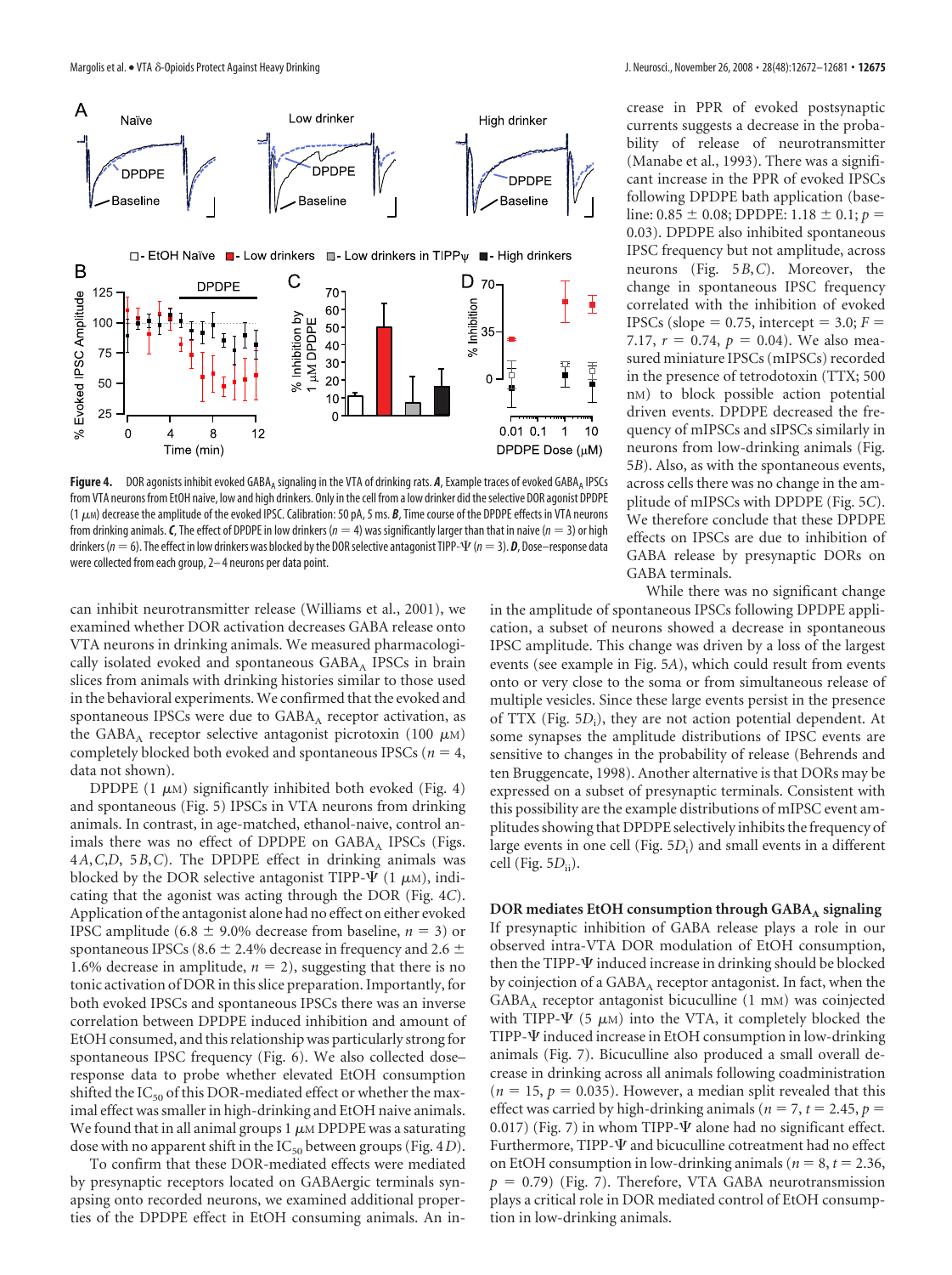**Figure 4.** DOR agonists inhibit evoked $GABA_A$ signaling in the VTA of drinking rats. ***A***, Example traces of evoked $GABA_A$ IPSCs from VTA neurons from EtOH naive, low and high drinkers. Only in the cell from a low drinker did the selective DOR agonist DPDPE (1 μM) decrease the amplitude of the evoked IPSC. Calibration: 50 pA, 5 ms. ***B***, Time course of the DPDPE effects in VTA neurons from drinking animals. ***C***, The effect of DPDPE in low drinkers ($n = 4$) was significantly larger than that in naive ($n = 3$) or high drinkers ($n = 6$). The effect in low drinkers was blocked by the DOR selective antagonist TIPP-Ψ ($n = 3$). ***D***, Dose–response data were collected from each group, 2–4 neurons per data point.

can inhibit neurotransmitter release (Williams et al., 2001), we examined whether DOR activation decreases GABA release onto VTA neurons in drinking animals. We measured pharmacologically isolated evoked and spontaneous $GABA_A$ IPSCs in brain slices from animals with drinking histories similar to those used in the behavioral experiments. We confirmed that the evoked and spontaneous IPSCs were due to $GABA_A$ receptor activation, as the $GABA_A$ receptor selective antagonist picrotoxin (100 μM) completely blocked both evoked and spontaneous IPSCs ($n = 4$, data not shown).

DPDPE (1 μM) significantly inhibited both evoked (Fig. 4) and spontaneous (Fig. 5) IPSCs in VTA neurons from drinking animals. In contrast, in age-matched, ethanol-naive, control animals there was no effect of DPDPE on $GABA_A$ IPSCs (Figs. 4*A*,*C*,*D*, 5*B*,*C*). The DPDPE effect in drinking animals was blocked by the DOR selective antagonist TIPP-Ψ (1 μM), indicating that the agonist was acting through the DOR (Fig. 4*C*). Application of the antagonist alone had no effect on either evoked IPSC amplitude (6.8 ± 9.0% decrease from baseline, $n = 3$) or spontaneous IPSCs (8.6 ± 2.4% decrease in frequency and 2.6 ± 1.6% decrease in amplitude, $n = 2$), suggesting that there is no tonic activation of DOR in this slice preparation. Importantly, for both evoked IPSCs and spontaneous IPSCs there was an inverse correlation between DPDPE induced inhibition and amount of EtOH consumed, and this relationship was particularly strong for spontaneous IPSC frequency (Fig. 6). We also collected dose–response data to probe whether elevated EtOH consumption shifted the $IC_{50}$ of this DOR-mediated effect or whether the maximal effect was smaller in high-drinking and EtOH naive animals. We found that in all animal groups 1 μM DPDPE was a saturating dose with no apparent shift in the $IC_{50}$ between groups (Fig. 4*D*).

To confirm that these DOR-mediated effects were mediated by presynaptic receptors located on GABAergic terminals synapsing onto recorded neurons, we examined additional properties of the DPDPE effect in EtOH consuming animals. An increase in PPR of evoked postsynaptic currents suggests a decrease in the probability of release of neurotransmitter (Manabe et al., 1993). There was a significant increase in the PPR of evoked IPSCs following DPDPE bath application (baseline: 0.85 ± 0.08; DPDPE: 1.18 ± 0.1; $p = 0.03$). DPDPE also inhibited spontaneous IPSC frequency but not amplitude, across neurons (Fig. 5*B*,*C*). Moreover, the change in spontaneous IPSC frequency correlated with the inhibition of evoked IPSCs (slope = 0.75, intercept = 3.0; $F = 7.17$, $r = 0.74$, $p = 0.04$). We also measured miniature IPSCs (mIPSCs) recorded in the presence of tetrodotoxin (TTX; 500 nM) to block possible action potential driven events. DPDPE decreased the frequency of mIPSCs and sIPSCs similarly in neurons from low-drinking animals (Fig. 5*B*). Also, as with the spontaneous events, across cells there was no change in the amplitude of mIPSCs with DPDPE (Fig. 5*C*). We therefore conclude that these DPDPE effects on IPSCs are due to inhibition of GABA release by presynaptic DORs on GABA terminals.

While there was no significant change in the amplitude of spontaneous IPSCs following DPDPE application, a subset of neurons showed a decrease in spontaneous IPSC amplitude. This change was driven by a loss of the largest events (see example in Fig. 5*A*), which could result from events onto or very close to the soma or from simultaneous release of multiple vesicles. Since these large events persist in the presence of TTX (Fig. 5$D_i$), they are not action potential dependent. At some synapses the amplitude distributions of IPSC events are sensitive to changes in the probability of release (Behrends and ten Bruggencate, 1998). Another alternative is that DORs may be expressed on a subset of presynaptic terminals. Consistent with this possibility are the example distributions of mIPSC event amplitudes showing that DPDPE selectively inhibits the frequency of large events in one cell (Fig. 5$D_i$) and small events in a different cell (Fig. 5$D_{ii}$).

## DOR mediates EtOH consumption through $GABA_A$ signaling

If presynaptic inhibition of GABA release plays a role in our observed intra-VTA DOR modulation of EtOH consumption, then the TIPP-Ψ induced increase in drinking should be blocked by coinjection of a $GABA_A$ receptor antagonist. In fact, when the $GABA_A$ receptor antagonist bicuculline (1 mM) was coinjected with TIPP-Ψ (5 μM) into the VTA, it completely blocked the TIPP-Ψ induced increase in EtOH consumption in low-drinking animals (Fig. 7). Bicuculline also produced a small overall decrease in drinking across all animals following coadministration ($n = 15$, $p = 0.035$). However, a median split revealed that this effect was carried by high-drinking animals ($n = 7$, $t = 2.45$, $p = 0.017$) (Fig. 7) in whom TIPP-Ψ alone had no significant effect. Furthermore, TIPP-Ψ and bicuculline cotreatment had no effect on EtOH consumption in low-drinking animals ($n = 8$, $t = 2.36$, $p = 0.79$) (Fig. 7). Therefore, VTA GABA neurotransmission plays a critical role in DOR mediated control of EtOH consumption in low-drinking animals.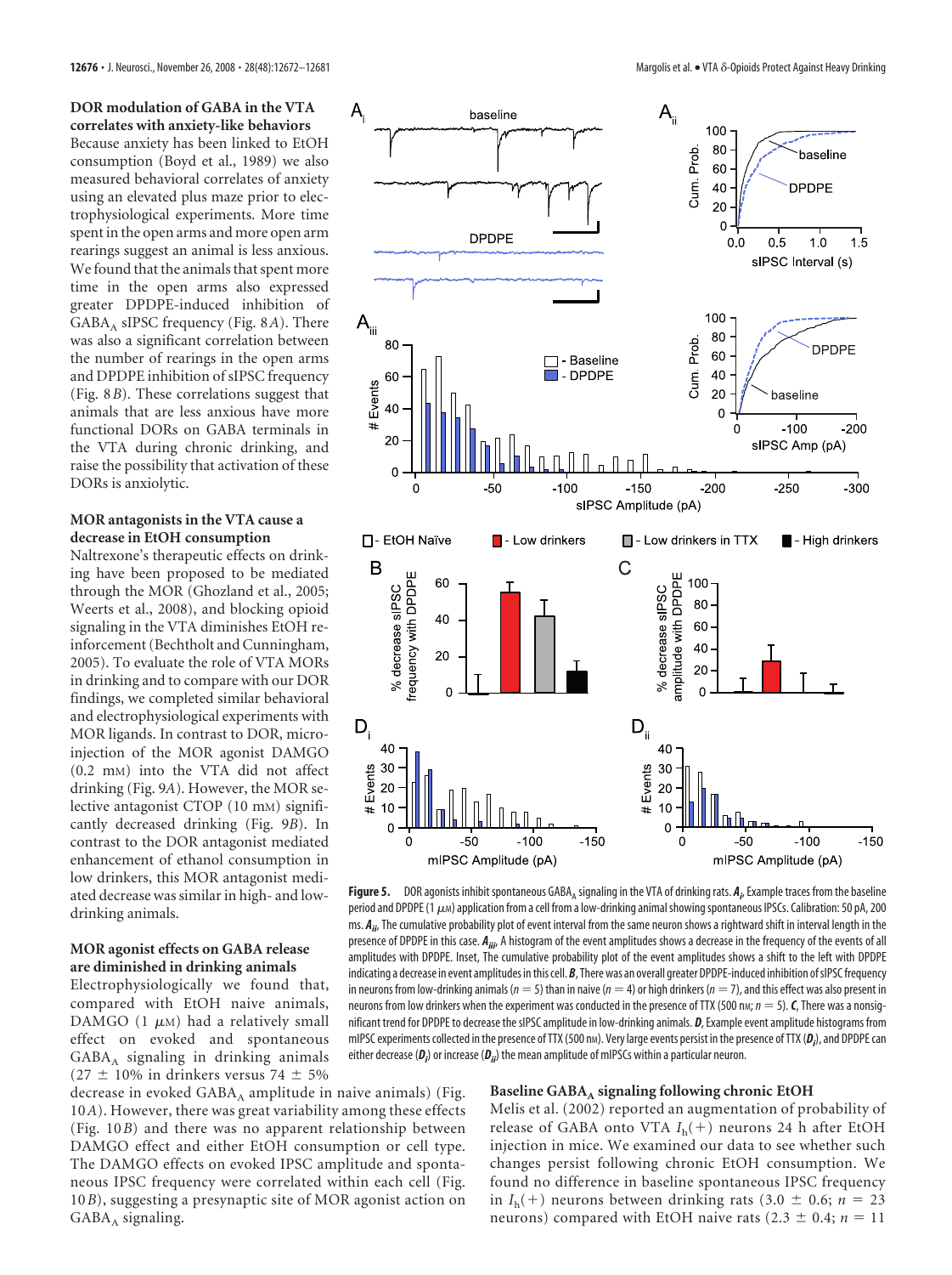### DOR modulation of GABA in the VTA correlates with anxiety-like behaviors

Because anxiety has been linked to EtOH consumption (Boyd et al., 1989) we also measured behavioral correlates of anxiety using an elevated plus maze prior to electrophysiological experiments. More time spent in the open arms and more open arm rearings suggest an animal is less anxious. We found that the animals that spent more time in the open arms also expressed greater DPDPE-induced inhibition of $GABA_A$ sIPSC frequency (Fig. 8*A*). There was also a significant correlation between the number of rearings in the open arms and DPDPE inhibition of sIPSC frequency (Fig. 8*B*). These correlations suggest that animals that are less anxious have more functional DORs on GABA terminals in the VTA during chronic drinking, and raise the possibility that activation of these DORs is anxiolytic.

### MOR antagonists in the VTA cause a decrease in EtOH consumption

Naltrexone's therapeutic effects on drinking have been proposed to be mediated through the MOR (Ghozland et al., 2005; Weerts et al., 2008), and blocking opioid signaling in the VTA diminishes EtOH reinforcement (Bechtholt and Cunningham, 2005). To evaluate the role of VTA MORs in drinking and to compare with our DOR findings, we completed similar behavioral and electrophysiological experiments with MOR ligands. In contrast to DOR, microinjection of the MOR agonist DAMGO (0.2 mM) into the VTA did not affect drinking (Fig. 9*A*). However, the MOR selective antagonist CTOP (10 mM) significantly decreased drinking (Fig. 9*B*). In contrast to the DOR antagonist mediated enhancement of ethanol consumption in low drinkers, this MOR antagonist mediated decrease was similar in high- and low-drinking animals.

### MOR agonist effects on GABA release are diminished in drinking animals

Electrophysiologically we found that, compared with EtOH naive animals, DAMGO (1 μM) had a relatively small effect on evoked and spontaneous $GABA_A$ signaling in drinking animals (27 ± 10% in drinkers versus 74 ± 5% decrease in evoked $GABA_A$ amplitude in naive animals) (Fig. 10*A*). However, there was great variability among these effects (Fig. 10*B*) and there was no apparent relationship between DAMGO effect and either EtOH consumption or cell type. The DAMGO effects on evoked IPSC amplitude and spontaneous IPSC frequency were correlated within each cell (Fig. 10*B*), suggesting a presynaptic site of MOR agonist action on $GABA_A$ signaling.

**Figure 5.** DOR agonists inhibit spontaneous $GABA_A$ signaling in the VTA of drinking rats. ***Ai***, Example traces from the baseline period and DPDPE (1 μM) application from a cell from a low-drinking animal showing spontaneous IPSCs. Calibration: 50 pA, 200 ms. ***Aii***, The cumulative probability plot of event interval from the same neuron shows a rightward shift in interval length in the presence of DPDPE in this case. ***Aiii***, A histogram of the event amplitudes shows a decrease in the frequency of the events of all amplitudes with DPDPE. Inset, The cumulative probability plot of the event amplitudes shows a shift to the left with DPDPE indicating a decrease in event amplitudes in this cell. ***B***, There was an overall greater DPDPE-induced inhibition of sIPSC frequency in neurons from low-drinking animals ($n = 5$) than in naive ($n = 4$) or high drinkers ($n = 7$), and this effect was also present in neurons from low drinkers when the experiment was conducted in the presence of TTX (500 nM; $n = 5$). ***C***, There was a nonsignificant trend for DPDPE to decrease the sIPSC amplitude in low-drinking animals. ***D***, Example event amplitude histograms from mIPSC experiments collected in the presence of TTX (500 nM). Very large events persist in the presence of TTX (***Di***), and DPDPE can either decrease (***Di***) or increase (***Dii***) the mean amplitude of mIPSCs within a particular neuron.

### Baseline $GABA_A$ signaling following chronic EtOH

Melis et al. (2002) reported an augmentation of probability of release of GABA onto VTA $I_h(+)$ neurons 24 h after EtOH injection in mice. We examined our data to see whether such changes persist following chronic EtOH consumption. We found no difference in baseline spontaneous IPSC frequency in $I_h(+)$ neurons between drinking rats (3.0 ± 0.6; $n = 23$ neurons) compared with EtOH naive rats (2.3 ± 0.4; $n = 11$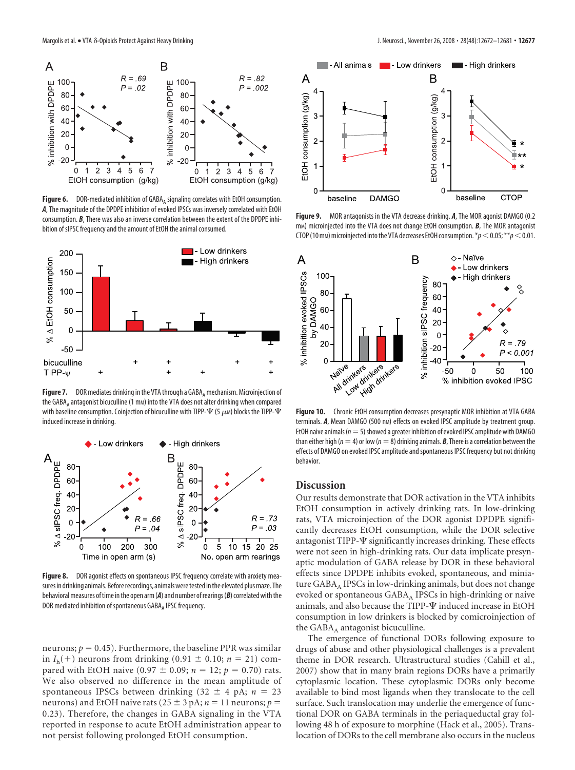**Figure 6.** DOR-mediated inhibition of $GABA_A$ signaling correlates with EtOH consumption. ***A***, The magnitude of the DPDPE inhibition of evoked IPSCs was inversely correlated with EtOH consumption. ***B***, There was also an inverse correlation between the extent of the DPDPE inhibition of sIPSC frequency and the amount of EtOH the animal consumed.

**Figure 7.** DOR mediates drinking in the VTA through a $GABA_A$ mechanism. Microinjection of the $GABA_A$ antagonist bicuculline (1 mM) into the VTA does not alter drinking when compared with baseline consumption. Coinjection of bicuculline with TIPP-Ψ (5 μM) blocks the TIPP-Ψ induced increase in drinking.

**Figure 8.** DOR agonist effects on spontaneous IPSC frequency correlate with anxiety measures in drinking animals. Before recordings, animals were tested in the elevated plus maze. The behavioral measures of time in the open arm (***A***) and number of rearings (***B***) correlated with the DOR mediated inhibition of spontaneous $GABA_A$ IPSC frequency.

neurons; $p = 0.45$). Furthermore, the baseline PPR was similar in $I_h(+)$ neurons from drinking ($0.91 \pm 0.10$; $n = 21$) compared with EtOH naive ($0.97 \pm 0.09$; $n = 12$; $p = 0.70$) rats. We also observed no difference in the mean amplitude of spontaneous IPSCs between drinking ($32 \pm 4$ pA; $n = 23$ neurons) and EtOH naive rats ($25 \pm 3$ pA; $n = 11$ neurons; $p = 0.23$). Therefore, the changes in GABA signaling in the VTA reported in response to acute EtOH administration appear to not persist following prolonged EtOH consumption.

**Figure 9.** MOR antagonists in the VTA decrease drinking. ***A***, The MOR agonist DAMGO (0.2 mM) microinjected into the VTA does not change EtOH consumption. ***B***, The MOR antagonist CTOP (10 mM) microinjected into the VTA decreases EtOH consumption. $*p < 0.05$; $**p < 0.01$.

**Figure 10.** Chronic EtOH consumption decreases presynaptic MOR inhibition at VTA GABA terminals. ***A***, Mean DAMGO (500 nM) effects on evoked IPSC amplitude by treatment group. EtOH naive animals ($n = 5$) showed a greater inhibition of evoked IPSC amplitude with DAMGO than either high ($n = 4$) or low ($n = 8$) drinking animals. ***B***, There is a correlation between the effects of DAMGO on evoked IPSC amplitude and spontaneous IPSC frequency but not drinking behavior.

## Discussion

Our results demonstrate that DOR activation in the VTA inhibits EtOH consumption in actively drinking rats. In low-drinking rats, VTA microinjection of the DOR agonist DPDPE significantly decreases EtOH consumption, while the DOR selective antagonist TIPP-Ψ significantly increases drinking. These effects were not seen in high-drinking rats. Our data implicate presynaptic modulation of GABA release by DOR in these behavioral effects since DPDPE inhibits evoked, spontaneous, and miniature $GABA_A$ IPSCs in low-drinking animals, but does not change evoked or spontaneous $GABA_A$ IPSCs in high-drinking or naive animals, and also because the TIPP-Ψ induced increase in EtOH consumption in low drinkers is blocked by comicroinjection of the $GABA_A$ antagonist bicuculline.

The emergence of functional DORs following exposure to drugs of abuse and other physiological challenges is a prevalent theme in DOR research. Ultrastructural studies (Cahill et al., 2007) show that in many brain regions DORs have a primarily cytoplasmic location. These cytoplasmic DORs only become available to bind most ligands when they translocate to the cell surface. Such translocation may underlie the emergence of functional DOR on GABA terminals in the periaqueductal gray following 48 h of exposure to morphine (Hack et al., 2005). Translocation of DORs to the cell membrane also occurs in the nucleus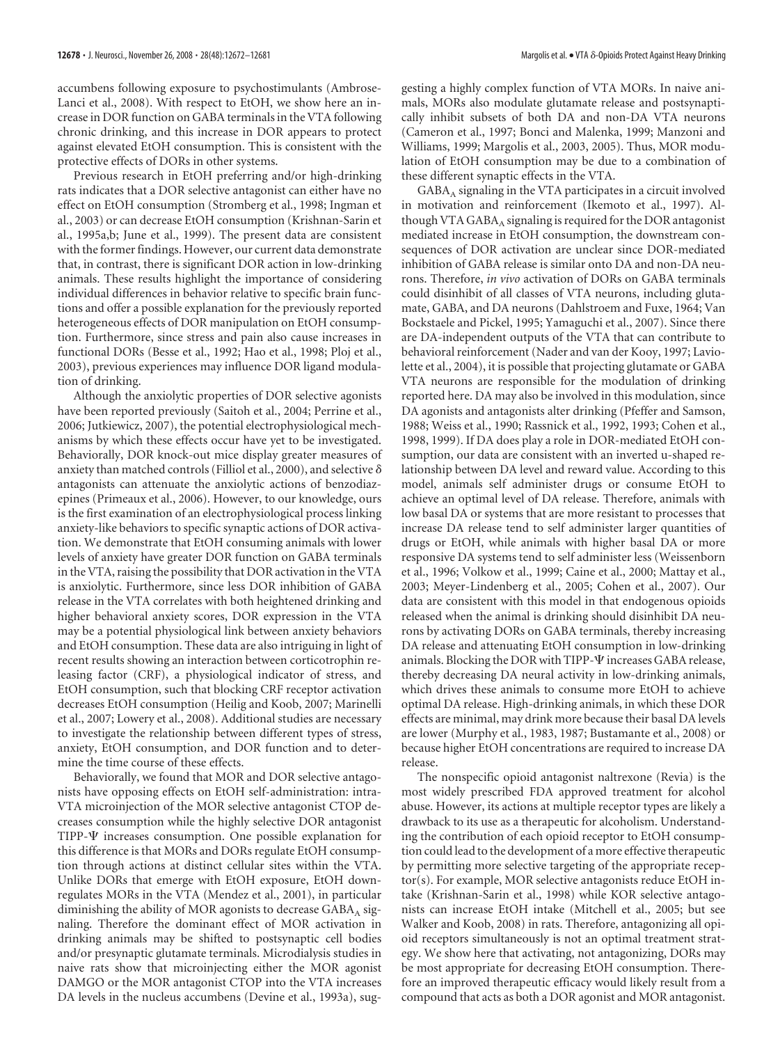accumbens following exposure to psychostimulants (Ambrose-Lanci et al., 2008). With respect to EtOH, we show here an increase in DOR function on GABA terminals in the VTA following chronic drinking, and this increase in DOR appears to protect against elevated EtOH consumption. This is consistent with the protective effects of DORs in other systems.

Previous research in EtOH preferring and/or high-drinking rats indicates that a DOR selective antagonist can either have no effect on EtOH consumption (Stromberg et al., 1998; Ingman et al., 2003) or can decrease EtOH consumption (Krishnan-Sarin et al., 1995a,b; June et al., 1999). The present data are consistent with the former findings. However, our current data demonstrate that, in contrast, there is significant DOR action in low-drinking animals. These results highlight the importance of considering individual differences in behavior relative to specific brain functions and offer a possible explanation for the previously reported heterogeneous effects of DOR manipulation on EtOH consumption. Furthermore, since stress and pain also cause increases in functional DORs (Besse et al., 1992; Hao et al., 1998; Ploj et al., 2003), previous experiences may influence DOR ligand modulation of drinking.

Although the anxiolytic properties of DOR selective agonists have been reported previously (Saitoh et al., 2004; Perrine et al., 2006; Jutkiewicz, 2007), the potential electrophysiological mechanisms by which these effects occur have yet to be investigated. Behaviorally, DOR knock-out mice display greater measures of anxiety than matched controls (Filliol et al., 2000), and selective $\delta$ antagonists can attenuate the anxiolytic actions of benzodiazepines (Primeaux et al., 2006). However, to our knowledge, ours is the first examination of an electrophysiological process linking anxiety-like behaviors to specific synaptic actions of DOR activation. We demonstrate that EtOH consuming animals with lower levels of anxiety have greater DOR function on GABA terminals in the VTA, raising the possibility that DOR activation in the VTA is anxiolytic. Furthermore, since less DOR inhibition of GABA release in the VTA correlates with both heightened drinking and higher behavioral anxiety scores, DOR expression in the VTA may be a potential physiological link between anxiety behaviors and EtOH consumption. These data are also intriguing in light of recent results showing an interaction between corticotrophin releasing factor (CRF), a physiological indicator of stress, and EtOH consumption, such that blocking CRF receptor activation decreases EtOH consumption (Heilig and Koob, 2007; Marinelli et al., 2007; Lowery et al., 2008). Additional studies are necessary to investigate the relationship between different types of stress, anxiety, EtOH consumption, and DOR function and to determine the time course of these effects.

Behaviorally, we found that MOR and DOR selective antagonists have opposing effects on EtOH self-administration: intra-VTA microinjection of the MOR selective antagonist CTOP decreases consumption while the highly selective DOR antagonist TIPP-$\Psi$ increases consumption. One possible explanation for this difference is that MORs and DORs regulate EtOH consumption through actions at distinct cellular sites within the VTA. Unlike DORs that emerge with EtOH exposure, EtOH downregulates MORs in the VTA (Mendez et al., 2001), in particular diminishing the ability of MOR agonists to decrease $GABA_A$ signaling. Therefore the dominant effect of MOR activation in drinking animals may be shifted to postsynaptic cell bodies and/or presynaptic glutamate terminals. Microdialysis studies in naive rats show that microinjecting either the MOR agonist DAMGO or the MOR antagonist CTOP into the VTA increases DA levels in the nucleus accumbens (Devine et al., 1993a), suggesting a highly complex function of VTA MORs. In naive animals, MORs also modulate glutamate release and postsynaptically inhibit subsets of both DA and non-DA VTA neurons (Cameron et al., 1997; Bonci and Malenka, 1999; Manzoni and Williams, 1999; Margolis et al., 2003, 2005). Thus, MOR modulation of EtOH consumption may be due to a combination of these different synaptic effects in the VTA.

$GABA_A$ signaling in the VTA participates in a circuit involved in motivation and reinforcement (Ikemoto et al., 1997). Although VTA $GABA_A$ signaling is required for the DOR antagonist mediated increase in EtOH consumption, the downstream consequences of DOR activation are unclear since DOR-mediated inhibition of GABA release is similar onto DA and non-DA neurons. Therefore, *in vivo* activation of DORs on GABA terminals could disinhibit of all classes of VTA neurons, including glutamate, GABA, and DA neurons (Dahlstroem and Fuxe, 1964; Van Bockstaele and Pickel, 1995; Yamaguchi et al., 2007). Since there are DA-independent outputs of the VTA that can contribute to behavioral reinforcement (Nader and van der Kooy, 1997; Laviolette et al., 2004), it is possible that projecting glutamate or GABA VTA neurons are responsible for the modulation of drinking reported here. DA may also be involved in this modulation, since DA agonists and antagonists alter drinking (Pfeffer and Samson, 1988; Weiss et al., 1990; Rassnick et al., 1992, 1993; Cohen et al., 1998, 1999). If DA does play a role in DOR-mediated EtOH consumption, our data are consistent with an inverted u-shaped relationship between DA level and reward value. According to this model, animals self administer drugs or consume EtOH to achieve an optimal level of DA release. Therefore, animals with low basal DA or systems that are more resistant to processes that increase DA release tend to self administer larger quantities of drugs or EtOH, while animals with higher basal DA or more responsive DA systems tend to self administer less (Weissenborn et al., 1996; Volkow et al., 1999; Caine et al., 2000; Mattay et al., 2003; Meyer-Lindenberg et al., 2005; Cohen et al., 2007). Our data are consistent with this model in that endogenous opioids released when the animal is drinking should disinhibit DA neurons by activating DORs on GABA terminals, thereby increasing DA release and attenuating EtOH consumption in low-drinking animals. Blocking the DOR with TIPP-$\Psi$ increases GABA release, thereby decreasing DA neural activity in low-drinking animals, which drives these animals to consume more EtOH to achieve optimal DA release. High-drinking animals, in which these DOR effects are minimal, may drink more because their basal DA levels are lower (Murphy et al., 1983, 1987; Bustamante et al., 2008) or because higher EtOH concentrations are required to increase DA release.

The nonspecific opioid antagonist naltrexone (Revia) is the most widely prescribed FDA approved treatment for alcohol abuse. However, its actions at multiple receptor types are likely a drawback to its use as a therapeutic for alcoholism. Understanding the contribution of each opioid receptor to EtOH consumption could lead to the development of a more effective therapeutic by permitting more selective targeting of the appropriate receptor(s). For example, MOR selective antagonists reduce EtOH intake (Krishnan-Sarin et al., 1998) while KOR selective antagonists can increase EtOH intake (Mitchell et al., 2005; but see Walker and Koob, 2008) in rats. Therefore, antagonizing all opioid receptors simultaneously is not an optimal treatment strategy. We show here that activating, not antagonizing, DORs may be most appropriate for decreasing EtOH consumption. Therefore an improved therapeutic efficacy would likely result from a compound that acts as both a DOR agonist and MOR antagonist.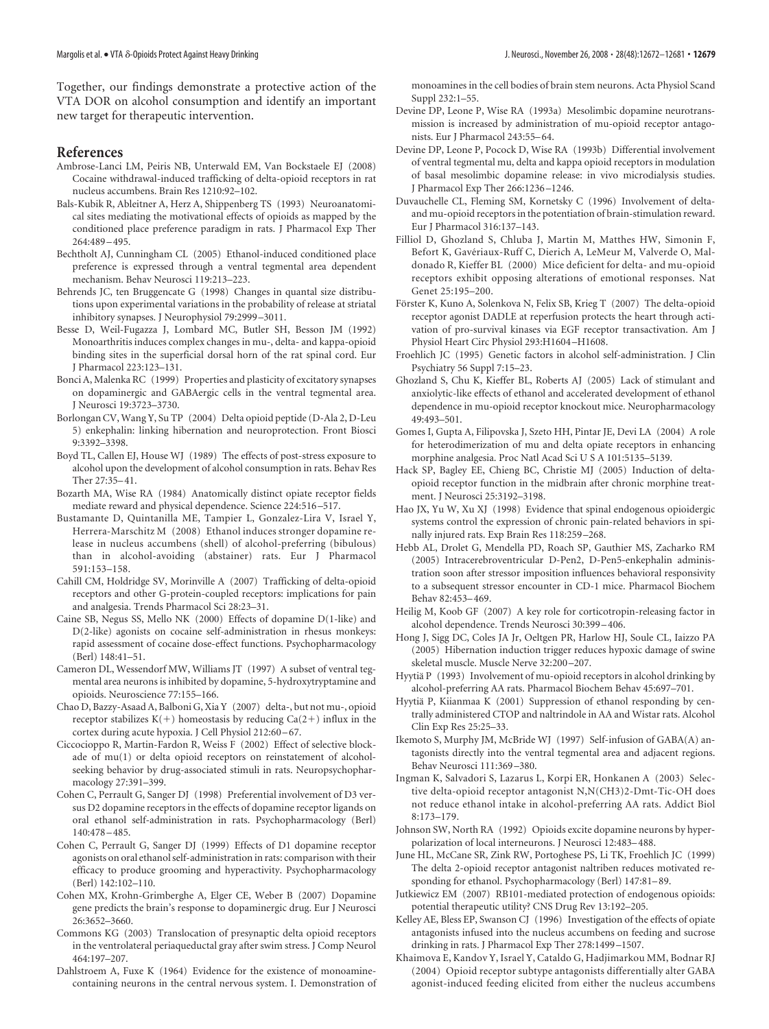Together, our findings demonstrate a protective action of the VTA DOR on alcohol consumption and identify an important new target for therapeutic intervention.

## References

Ambrose-Lanci LM, Peiris NB, Unterwald EM, Van Bockstaele EJ (2008) Cocaine withdrawal-induced trafficking of delta-opioid receptors in rat nucleus accumbens. Brain Res 1210:92–102.

Bals-Kubik R, Ableitner A, Herz A, Shippenberg TS (1993) Neuroanatomical sites mediating the motivational effects of opioids as mapped by the conditioned place preference paradigm in rats. J Pharmacol Exp Ther 264:489–495.

Bechtholt AJ, Cunningham CL (2005) Ethanol-induced conditioned place preference is expressed through a ventral tegmental area dependent mechanism. Behav Neurosci 119:213–223.

Behrends JC, ten Bruggencate G (1998) Changes in quantal size distributions upon experimental variations in the probability of release at striatal inhibitory synapses. J Neurophysiol 79:2999–3011.

Besse D, Weil-Fugazza J, Lombard MC, Butler SH, Besson JM (1992) Monoarthritis induces complex changes in mu-, delta- and kappa-opioid binding sites in the superficial dorsal horn of the rat spinal cord. Eur J Pharmacol 223:123–131.

Bonci A, Malenka RC (1999) Properties and plasticity of excitatory synapses on dopaminergic and GABAergic cells in the ventral tegmental area. J Neurosci 19:3723–3730.

Borlongan CV, Wang Y, Su TP (2004) Delta opioid peptide (D-Ala 2, D-Leu 5) enkephalin: linking hibernation and neuroprotection. Front Biosci 9:3392–3398.

Boyd TL, Callen EJ, House WJ (1989) The effects of post-stress exposure to alcohol upon the development of alcohol consumption in rats. Behav Res Ther 27:35–41.

Bozarth MA, Wise RA (1984) Anatomically distinct opiate receptor fields mediate reward and physical dependence. Science 224:516–517.

Bustamante D, Quintanilla ME, Tampier L, Gonzalez-Lira V, Israel Y, Herrera-Marschitz M (2008) Ethanol induces stronger dopamine release in nucleus accumbens (shell) of alcohol-preferring (bibulous) than in alcohol-avoiding (abstainer) rats. Eur J Pharmacol 591:153–158.

Cahill CM, Holdridge SV, Morinville A (2007) Trafficking of delta-opioid receptors and other G-protein-coupled receptors: implications for pain and analgesia. Trends Pharmacol Sci 28:23–31.

Caine SB, Negus SS, Mello NK (2000) Effects of dopamine D(1-like) and D(2-like) agonists on cocaine self-administration in rhesus monkeys: rapid assessment of cocaine dose-effect functions. Psychopharmacology (Berl) 148:41–51.

Cameron DL, Wessendorf MW, Williams JT (1997) A subset of ventral tegmental area neurons is inhibited by dopamine, 5-hydroxytryptamine and opioids. Neuroscience 77:155–166.

Chao D, Bazzy-Asaad A, Balboni G, Xia Y (2007) delta-, but not mu-, opioid receptor stabilizes K(+) homeostasis by reducing Ca(2+) influx in the cortex during acute hypoxia. J Cell Physiol 212:60–67.

Ciccocioppo R, Martin-Fardon R, Weiss F (2002) Effect of selective blockade of mu(1) or delta opioid receptors on reinstatement of alcohol-seeking behavior by drug-associated stimuli in rats. Neuropsychopharmacology 27:391–399.

Cohen C, Perrault G, Sanger DJ (1998) Preferential involvement of D3 versus D2 dopamine receptors in the effects of dopamine receptor ligands on oral ethanol self-administration in rats. Psychopharmacology (Berl) 140:478–485.

Cohen C, Perrault G, Sanger DJ (1999) Effects of D1 dopamine receptor agonists on oral ethanol self-administration in rats: comparison with their efficacy to produce grooming and hyperactivity. Psychopharmacology (Berl) 142:102–110.

Cohen MX, Krohn-Grimberghe A, Elger CE, Weber B (2007) Dopamine gene predicts the brain's response to dopaminergic drug. Eur J Neurosci 26:3652–3660.

Commons KG (2003) Translocation of presynaptic delta opioid receptors in the ventrolateral periaqueductal gray after swim stress. J Comp Neurol 464:197–207.

Dahlstroem A, Fuxe K (1964) Evidence for the existence of monoamine-containing neurons in the central nervous system. I. Demonstration of monoamines in the cell bodies of brain stem neurons. Acta Physiol Scand Suppl 232:1–55.

Devine DP, Leone P, Wise RA (1993a) Mesolimbic dopamine neurotransmission is increased by administration of mu-opioid receptor antagonists. Eur J Pharmacol 243:55–64.

Devine DP, Leone P, Pocock D, Wise RA (1993b) Differential involvement of ventral tegmental mu, delta and kappa opioid receptors in modulation of basal mesolimbic dopamine release: in vivo microdialysis studies. J Pharmacol Exp Ther 266:1236–1246.

Duvauchelle CL, Fleming SM, Kornetsky C (1996) Involvement of delta- and mu-opioid receptors in the potentiation of brain-stimulation reward. Eur J Pharmacol 316:137–143.

Filliol D, Ghozland S, Chluba J, Martin M, Matthes HW, Simonin F, Befort K, Gavériaux-Ruff C, Dierich A, LeMeur M, Valverde O, Maldonado R, Kieffer BL (2000) Mice deficient for delta- and mu-opioid receptors exhibit opposing alterations of emotional responses. Nat Genet 25:195–200.

Förster K, Kuno A, Solenkova N, Felix SB, Krieg T (2007) The delta-opioid receptor agonist DADLE at reperfusion protects the heart through activation of pro-survival kinases via EGF receptor transactivation. Am J Physiol Heart Circ Physiol 293:H1604–H1608.

Froehlich JC (1995) Genetic factors in alcohol self-administration. J Clin Psychiatry 56 Suppl 7:15–23.

Ghozland S, Chu K, Kieffer BL, Roberts AJ (2005) Lack of stimulant and anxiolytic-like effects of ethanol and accelerated development of ethanol dependence in mu-opioid receptor knockout mice. Neuropharmacology 49:493–501.

Gomes I, Gupta A, Filipovska J, Szeto HH, Pintar JE, Devi LA (2004) A role for heterodimerization of mu and delta opiate receptors in enhancing morphine analgesia. Proc Natl Acad Sci U S A 101:5135–5139.

Hack SP, Bagley EE, Chieng BC, Christie MJ (2005) Induction of delta-opioid receptor function in the midbrain after chronic morphine treatment. J Neurosci 25:3192–3198.

Hao JX, Yu W, Xu XJ (1998) Evidence that spinal endogenous opioidergic systems control the expression of chronic pain-related behaviors in spinally injured rats. Exp Brain Res 118:259–268.

Hebb AL, Drolet G, Mendella PD, Roach SP, Gauthier MS, Zacharko RM (2005) Intracerebroventricular D-Pen2, D-Pen5-enkephalin administration soon after stressor imposition influences behavioral responsivity to a subsequent stressor encounter in CD-1 mice. Pharmacol Biochem Behav 82:453–469.

Heilig M, Koob GF (2007) A key role for corticotropin-releasing factor in alcohol dependence. Trends Neurosci 30:399–406.

Hong J, Sigg DC, Coles JA Jr, Oeltgen PR, Harlow HJ, Soule CL, Iaizzo PA (2005) Hibernation induction trigger reduces hypoxic damage of swine skeletal muscle. Muscle Nerve 32:200–207.

Hyytiä P (1993) Involvement of mu-opioid receptors in alcohol drinking by alcohol-preferring AA rats. Pharmacol Biochem Behav 45:697–701.

Hyytiä P, Kiianmaa K (2001) Suppression of ethanol responding by centrally administered CTOP and naltrindole in AA and Wistar rats. Alcohol Clin Exp Res 25:25–33.

Ikemoto S, Murphy JM, McBride WJ (1997) Self-infusion of GABA(A) antagonists directly into the ventral tegmental area and adjacent regions. Behav Neurosci 111:369–380.

Ingman K, Salvadori S, Lazarus L, Korpi ER, Honkanen A (2003) Selective delta-opioid receptor antagonist N,N(CH3)2-Dmt-Tic-OH does not reduce ethanol intake in alcohol-preferring AA rats. Addict Biol 8:173–179.

Johnson SW, North RA (1992) Opioids excite dopamine neurons by hyperpolarization of local interneurons. J Neurosci 12:483–488.

June HL, McCane SR, Zink RW, Portoghese PS, Li TK, Froehlich JC (1999) The delta 2-opioid receptor antagonist naltriben reduces motivated responding for ethanol. Psychopharmacology (Berl) 147:81–89.

Jutkiewicz EM (2007) RB101-mediated protection of endogenous opioids: potential therapeutic utility? CNS Drug Rev 13:192–205.

Kelley AE, Bless EP, Swanson CJ (1996) Investigation of the effects of opiate antagonists infused into the nucleus accumbens on feeding and sucrose drinking in rats. J Pharmacol Exp Ther 278:1499–1507.

Khaimova E, Kandov Y, Israel Y, Cataldo G, Hadjimarkou MM, Bodnar RJ (2004) Opioid receptor subtype antagonists differentially alter GABA agonist-induced feeding elicited from either the nucleus accumbens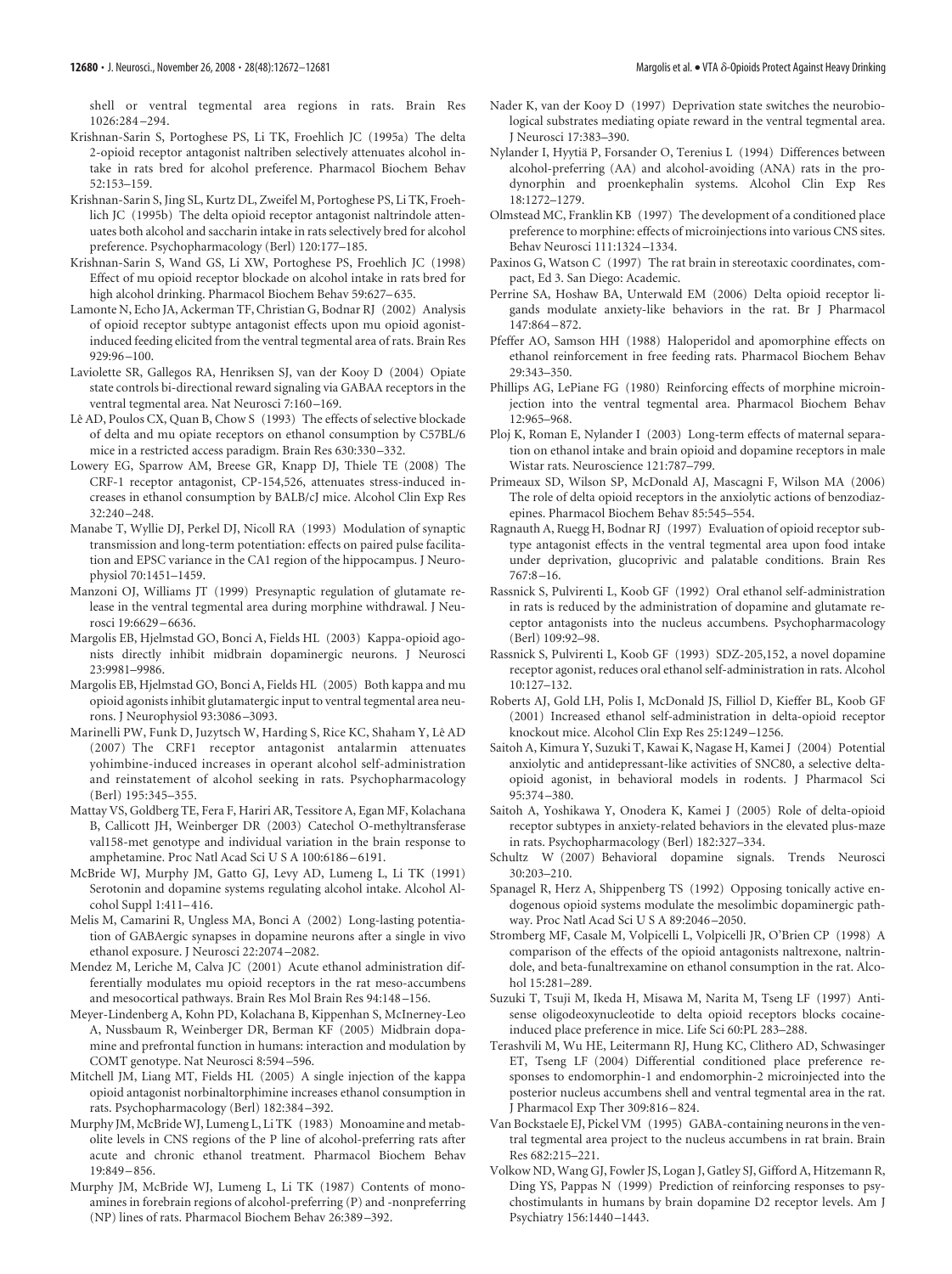shell or ventral tegmental area regions in rats. Brain Res 1026:284–294.

Krishnan-Sarin S, Portoghese PS, Li TK, Froehlich JC (1995a) The delta 2-opioid receptor antagonist naltriben selectively attenuates alcohol intake in rats bred for alcohol preference. Pharmacol Biochem Behav 52:153–159.

Krishnan-Sarin S, Jing SL, Kurtz DL, Zweifel M, Portoghese PS, Li TK, Froehlich JC (1995b) The delta opioid receptor antagonist naltrindole attenuates both alcohol and saccharin intake in rats selectively bred for alcohol preference. Psychopharmacology (Berl) 120:177–185.

Krishnan-Sarin S, Wand GS, Li XW, Portoghese PS, Froehlich JC (1998) Effect of mu opioid receptor blockade on alcohol intake in rats bred for high alcohol drinking. Pharmacol Biochem Behav 59:627–635.

Lamonte N, Echo JA, Ackerman TF, Christian G, Bodnar RJ (2002) Analysis of opioid receptor subtype antagonist effects upon mu opioid agonist-induced feeding elicited from the ventral tegmental area of rats. Brain Res 929:96–100.

Laviolette SR, Gallegos RA, Henriksen SJ, van der Kooy D (2004) Opiate state controls bi-directional reward signaling via GABAA receptors in the ventral tegmental area. Nat Neurosci 7:160–169.

Lê AD, Poulos CX, Quan B, Chow S (1993) The effects of selective blockade of delta and mu opiate receptors on ethanol consumption by C57BL/6 mice in a restricted access paradigm. Brain Res 630:330–332.

Lowery EG, Sparrow AM, Breese GR, Knapp DJ, Thiele TE (2008) The CRF-1 receptor antagonist, CP-154,526, attenuates stress-induced increases in ethanol consumption by BALB/cJ mice. Alcohol Clin Exp Res 32:240–248.

Manabe T, Wyllie DJ, Perkel DJ, Nicoll RA (1993) Modulation of synaptic transmission and long-term potentiation: effects on paired pulse facilitation and EPSC variance in the CA1 region of the hippocampus. J Neurophysiol 70:1451–1459.

Manzoni OJ, Williams JT (1999) Presynaptic regulation of glutamate release in the ventral tegmental area during morphine withdrawal. J Neurosci 19:6629–6636.

Margolis EB, Hjelmstad GO, Bonci A, Fields HL (2003) Kappa-opioid agonists directly inhibit midbrain dopaminergic neurons. J Neurosci 23:9981–9986.

Margolis EB, Hjelmstad GO, Bonci A, Fields HL (2005) Both kappa and mu opioid agonists inhibit glutamatergic input to ventral tegmental area neurons. J Neurophysiol 93:3086–3093.

Marinelli PW, Funk D, Juzytsch W, Harding S, Rice KC, Shaham Y, Lê AD (2007) The CRF1 receptor antagonist antalarmin attenuates yohimbine-induced increases in operant alcohol self-administration and reinstatement of alcohol seeking in rats. Psychopharmacology (Berl) 195:345–355.

Mattay VS, Goldberg TE, Fera F, Hariri AR, Tessitore A, Egan MF, Kolachana B, Callicott JH, Weinberger DR (2003) Catechol O-methyltransferase val158-met genotype and individual variation in the brain response to amphetamine. Proc Natl Acad Sci U S A 100:6186–6191.

McBride WJ, Murphy JM, Gatto GJ, Levy AD, Lumeng L, Li TK (1991) Serotonin and dopamine systems regulating alcohol intake. Alcohol Alcohol Suppl 1:411–416.

Melis M, Camarini R, Ungless MA, Bonci A (2002) Long-lasting potentiation of GABAergic synapses in dopamine neurons after a single in vivo ethanol exposure. J Neurosci 22:2074–2082.

Mendez M, Leriche M, Calva JC (2001) Acute ethanol administration differentially modulates mu opioid receptors in the rat meso-accumbens and mesocortical pathways. Brain Res Mol Brain Res 94:148–156.

Meyer-Lindenberg A, Kohn PD, Kolachana B, Kippenhan S, McInerney-Leo A, Nussbaum R, Weinberger DR, Berman KF (2005) Midbrain dopamine and prefrontal function in humans: interaction and modulation by COMT genotype. Nat Neurosci 8:594–596.

Mitchell JM, Liang MT, Fields HL (2005) A single injection of the kappa opioid antagonist norbinaltorphimine increases ethanol consumption in rats. Psychopharmacology (Berl) 182:384–392.

Murphy JM, McBride WJ, Lumeng L, Li TK (1983) Monoamine and metabolite levels in CNS regions of the P line of alcohol-preferring rats after acute and chronic ethanol treatment. Pharmacol Biochem Behav 19:849–856.

Murphy JM, McBride WJ, Lumeng L, Li TK (1987) Contents of monoamines in forebrain regions of alcohol-preferring (P) and -nonpreferring (NP) lines of rats. Pharmacol Biochem Behav 26:389–392.

Nader K, van der Kooy D (1997) Deprivation state switches the neurobiological substrates mediating opiate reward in the ventral tegmental area. J Neurosci 17:383–390.

Nylander I, Hyytiä P, Forsander O, Terenius L (1994) Differences between alcohol-preferring (AA) and alcohol-avoiding (ANA) rats in the prodynorphin and proenkephalin systems. Alcohol Clin Exp Res 18:1272–1279.

Olmstead MC, Franklin KB (1997) The development of a conditioned place preference to morphine: effects of microinjections into various CNS sites. Behav Neurosci 111:1324–1334.

Paxinos G, Watson C (1997) The rat brain in stereotaxic coordinates, compact, Ed 3. San Diego: Academic.

Perrine SA, Hoshaw BA, Unterwald EM (2006) Delta opioid receptor ligands modulate anxiety-like behaviors in the rat. Br J Pharmacol 147:864–872.

Pfeffer AO, Samson HH (1988) Haloperidol and apomorphine effects on ethanol reinforcement in free feeding rats. Pharmacol Biochem Behav 29:343–350.

Phillips AG, LePiane FG (1980) Reinforcing effects of morphine microinjection into the ventral tegmental area. Pharmacol Biochem Behav 12:965–968.

Ploj K, Roman E, Nylander I (2003) Long-term effects of maternal separation on ethanol intake and brain opioid and dopamine receptors in male Wistar rats. Neuroscience 121:787–799.

Primeaux SD, Wilson SP, McDonald AJ, Mascagni F, Wilson MA (2006) The role of delta opioid receptors in the anxiolytic actions of benzodiazepines. Pharmacol Biochem Behav 85:545–554.

Ragnauth A, Ruegg H, Bodnar RJ (1997) Evaluation of opioid receptor subtype antagonist effects in the ventral tegmental area upon food intake under deprivation, glucoprivic and palatable conditions. Brain Res 767:8–16.

Rassnick S, Pulvirenti L, Koob GF (1992) Oral ethanol self-administration in rats is reduced by the administration of dopamine and glutamate receptor antagonists into the nucleus accumbens. Psychopharmacology (Berl) 109:92–98.

Rassnick S, Pulvirenti L, Koob GF (1993) SDZ-205,152, a novel dopamine receptor agonist, reduces oral ethanol self-administration in rats. Alcohol 10:127–132.

Roberts AJ, Gold LH, Polis I, McDonald JS, Filliol D, Kieffer BL, Koob GF (2001) Increased ethanol self-administration in delta-opioid receptor knockout mice. Alcohol Clin Exp Res 25:1249–1256.

Saitoh A, Kimura Y, Suzuki T, Kawai K, Nagase H, Kamei J (2004) Potential anxiolytic and antidepressant-like activities of SNC80, a selective delta-opioid agonist, in behavioral models in rodents. J Pharmacol Sci 95:374–380.

Saitoh A, Yoshikawa Y, Onodera K, Kamei J (2005) Role of delta-opioid receptor subtypes in anxiety-related behaviors in the elevated plus-maze in rats. Psychopharmacology (Berl) 182:327–334.

Schultz W (2007) Behavioral dopamine signals. Trends Neurosci 30:203–210.

Spanagel R, Herz A, Shippenberg TS (1992) Opposing tonically active endogenous opioid systems modulate the mesolimbic dopaminergic pathway. Proc Natl Acad Sci U S A 89:2046–2050.

Stromberg MF, Casale M, Volpicelli L, Volpicelli JR, O'Brien CP (1998) A comparison of the effects of the opioid antagonists naltrexone, naltrindole, and beta-funaltrexamine on ethanol consumption in the rat. Alcohol 15:281–289.

Suzuki T, Tsuji M, Ikeda H, Misawa M, Narita M, Tseng LF (1997) Antisense oligodeoxynucleotide to delta opioid receptors blocks cocaine-induced place preference in mice. Life Sci 60:PL 283–288.

Terashvili M, Wu HE, Leitermann RJ, Hung KC, Clithero AD, Schwasinger ET, Tseng LF (2004) Differential conditioned place preference responses to endomorphin-1 and endomorphin-2 microinjected into the posterior nucleus accumbens shell and ventral tegmental area in the rat. J Pharmacol Exp Ther 309:816–824.

Van Bockstaele EJ, Pickel VM (1995) GABA-containing neurons in the ventral tegmental area project to the nucleus accumbens in rat brain. Brain Res 682:215–221.

Volkow ND, Wang GJ, Fowler JS, Logan J, Gatley SJ, Gifford A, Hitzemann R, Ding YS, Pappas N (1999) Prediction of reinforcing responses to psychostimulants in humans by brain dopamine D2 receptor levels. Am J Psychiatry 156:1440–1443.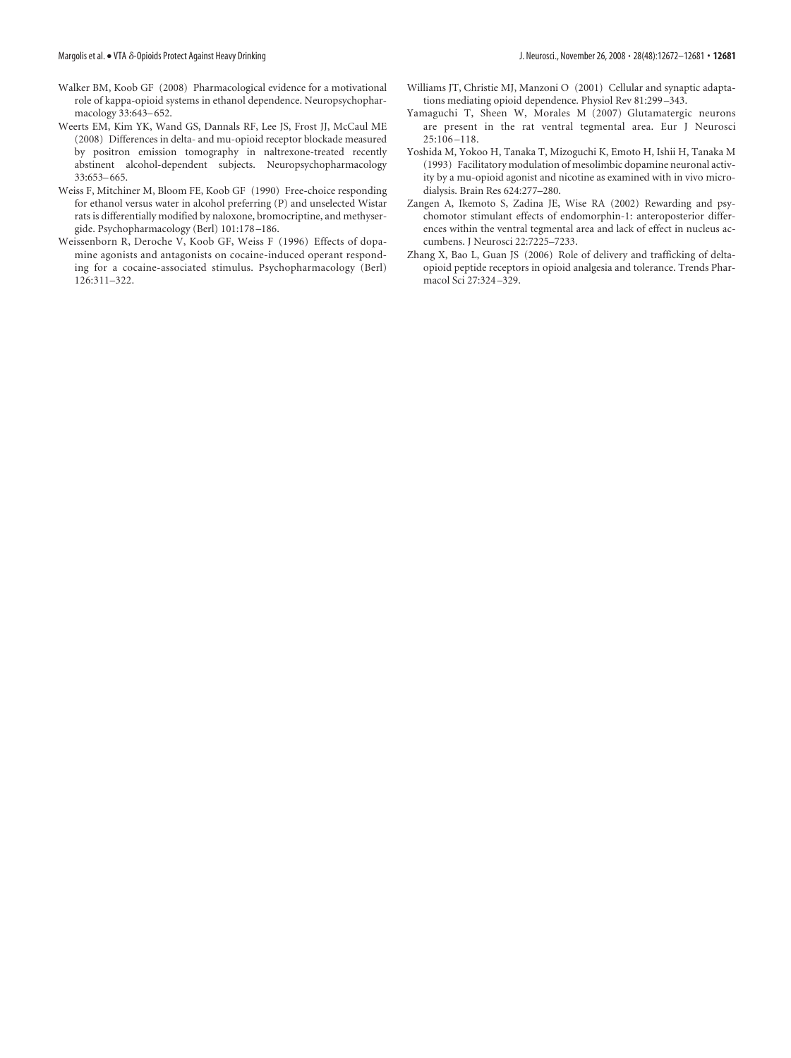Walker BM, Koob GF (2008) Pharmacological evidence for a motivational role of kappa-opioid systems in ethanol dependence. Neuropsychopharmacology 33:643–652.

Weerts EM, Kim YK, Wand GS, Dannals RF, Lee JS, Frost JJ, McCaul ME (2008) Differences in delta- and mu-opioid receptor blockade measured by positron emission tomography in naltrexone-treated recently abstinent alcohol-dependent subjects. Neuropsychopharmacology 33:653–665.

Weiss F, Mitchiner M, Bloom FE, Koob GF (1990) Free-choice responding for ethanol versus water in alcohol preferring (P) and unselected Wistar rats is differentially modified by naloxone, bromocriptine, and methysergide. Psychopharmacology (Berl) 101:178–186.

Weissenborn R, Deroche V, Koob GF, Weiss F (1996) Effects of dopamine agonists and antagonists on cocaine-induced operant responding for a cocaine-associated stimulus. Psychopharmacology (Berl) 126:311–322.

Williams JT, Christie MJ, Manzoni O (2001) Cellular and synaptic adaptations mediating opioid dependence. Physiol Rev 81:299–343.

Yamaguchi T, Sheen W, Morales M (2007) Glutamatergic neurons are present in the rat ventral tegmental area. Eur J Neurosci 25:106–118.

Yoshida M, Yokoo H, Tanaka T, Mizoguchi K, Emoto H, Ishii H, Tanaka M (1993) Facilitatory modulation of mesolimbic dopamine neuronal activity by a mu-opioid agonist and nicotine as examined with in vivo microdialysis. Brain Res 624:277–280.

Zangen A, Ikemoto S, Zadina JE, Wise RA (2002) Rewarding and psychomotor stimulant effects of endomorphin-1: anteroposterior differences within the ventral tegmental area and lack of effect in nucleus accumbens. J Neurosci 22:7225–7233.

Zhang X, Bao L, Guan JS (2006) Role of delivery and trafficking of delta-opioid peptide receptors in opioid analgesia and tolerance. Trends Pharmacol Sci 27:324–329.